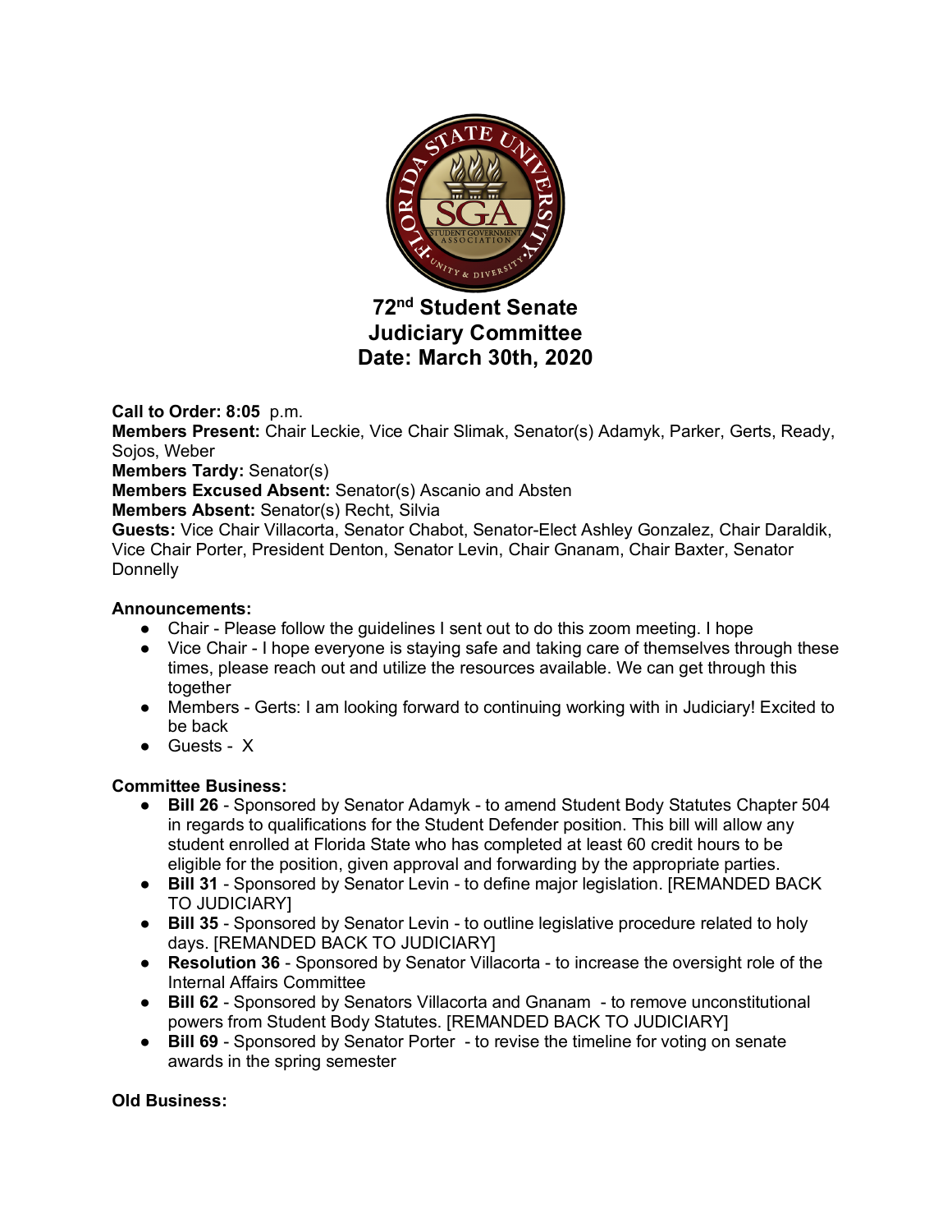# 72nd Student Senate
## Judiciary Committee
## Date: March 30th, 2020

**Call to Order: 8:05** p.m.
**Members Present:** Chair Leckie, Vice Chair Slimak, Senator(s) Adamyk, Parker, Gerts, Ready, Sojos, Weber
**Members Tardy:** Senator(s)
**Members Excused Absent:** Senator(s) Ascanio and Absten
**Members Absent:** Senator(s) Recht, Silvia
**Guests:** Vice Chair Villacorta, Senator Chabot, Senator-Elect Ashley Gonzalez, Chair Daraldik, Vice Chair Porter, President Denton, Senator Levin, Chair Gnanam, Chair Baxter, Senator Donnelly

**Announcements:**

- Chair - Please follow the guidelines I sent out to do this zoom meeting. I hope
- Vice Chair - I hope everyone is staying safe and taking care of themselves through these times, please reach out and utilize the resources available. We can get through this together
- Members - Gerts: I am looking forward to continuing working with in Judiciary! Excited to be back
- Guests - X

**Committee Business:**

- **Bill 26** - Sponsored by Senator Adamyk - to amend Student Body Statutes Chapter 504 in regards to qualifications for the Student Defender position. This bill will allow any student enrolled at Florida State who has completed at least 60 credit hours to be eligible for the position, given approval and forwarding by the appropriate parties.
- **Bill 31** - Sponsored by Senator Levin - to define major legislation. [REMANDED BACK TO JUDICIARY]
- **Bill 35** - Sponsored by Senator Levin - to outline legislative procedure related to holy days. [REMANDED BACK TO JUDICIARY]
- **Resolution 36** - Sponsored by Senator Villacorta - to increase the oversight role of the Internal Affairs Committee
- **Bill 62** - Sponsored by Senators Villacorta and Gnanam - to remove unconstitutional powers from Student Body Statutes. [REMANDED BACK TO JUDICIARY]
- **Bill 69** - Sponsored by Senator Porter - to revise the timeline for voting on senate awards in the spring semester

**Old Business:**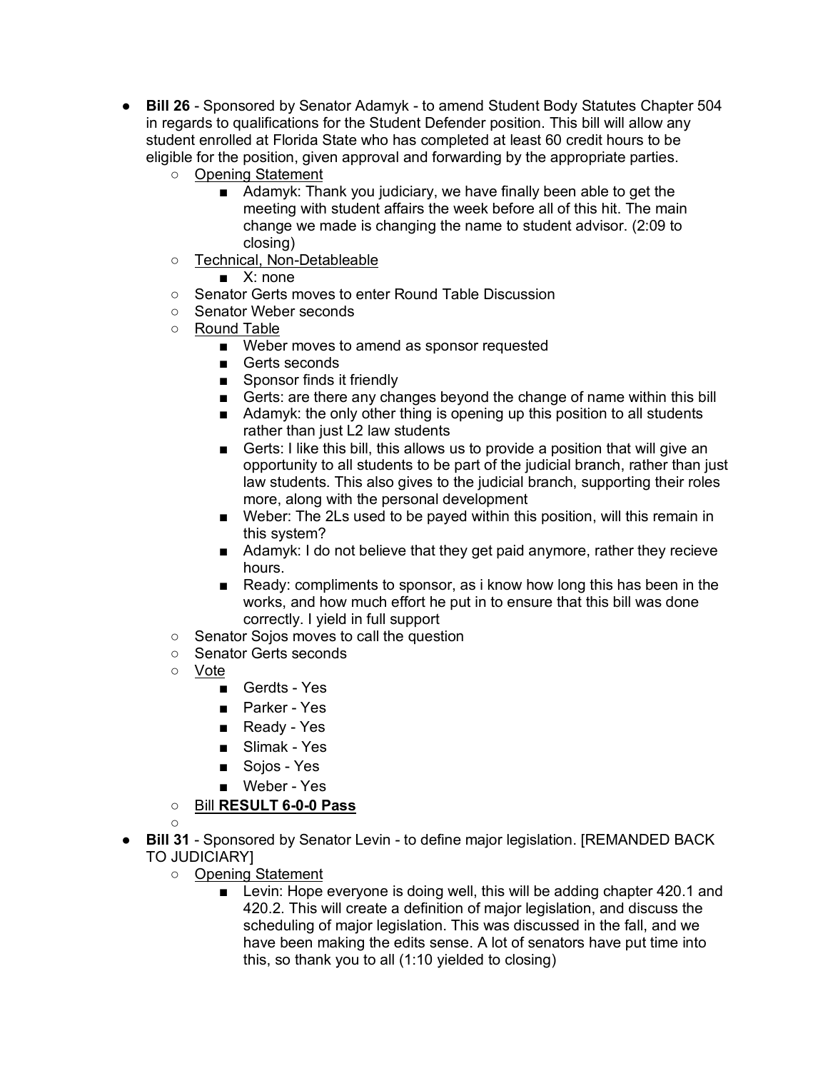- **Bill 26** - Sponsored by Senator Adamyk - to amend Student Body Statutes Chapter 504 in regards to qualifications for the Student Defender position. This bill will allow any student enrolled at Florida State who has completed at least 60 credit hours to be eligible for the position, given approval and forwarding by the appropriate parties.
    - Opening Statement
        - Adamyk: Thank you judiciary, we have finally been able to get the meeting with student affairs the week before all of this hit. The main change we made is changing the name to student advisor. (2:09 to closing)
    - Technical, Non-Detableable
        - X: none
    - Senator Gerts moves to enter Round Table Discussion
    - Senator Weber seconds
    - Round Table
        - Weber moves to amend as sponsor requested
        - Gerts seconds
        - Sponsor finds it friendly
        - Gerts: are there any changes beyond the change of name within this bill
        - Adamyk: the only other thing is opening up this position to all students rather than just L2 law students
        - Gerts: I like this bill, this allows us to provide a position that will give an opportunity to all students to be part of the judicial branch, rather than just law students. This also gives to the judicial branch, supporting their roles more, along with the personal development
        - Weber: The 2Ls used to be payed within this position, will this remain in this system?
        - Adamyk: I do not believe that they get paid anymore, rather they recieve hours.
        - Ready: compliments to sponsor, as i know how long this has been in the works, and how much effort he put in to ensure that this bill was done correctly. I yield in full support
    - Senator Sojos moves to call the question
    - Senator Gerts seconds
    - Vote
        - Gerdts - Yes
        - Parker - Yes
        - Ready - Yes
        - Slimak - Yes
        - Sojos - Yes
        - Weber - Yes
    - Bill **RESULT 6-0-0 Pass**
    - 
- **Bill 31** - Sponsored by Senator Levin - to define major legislation. [REMANDED BACK TO JUDICIARY]
    - Opening Statement
        - Levin: Hope everyone is doing well, this will be adding chapter 420.1 and 420.2. This will create a definition of major legislation, and discuss the scheduling of major legislation. This was discussed in the fall, and we have been making the edits sense. A lot of senators have put time into this, so thank you to all (1:10 yielded to closing)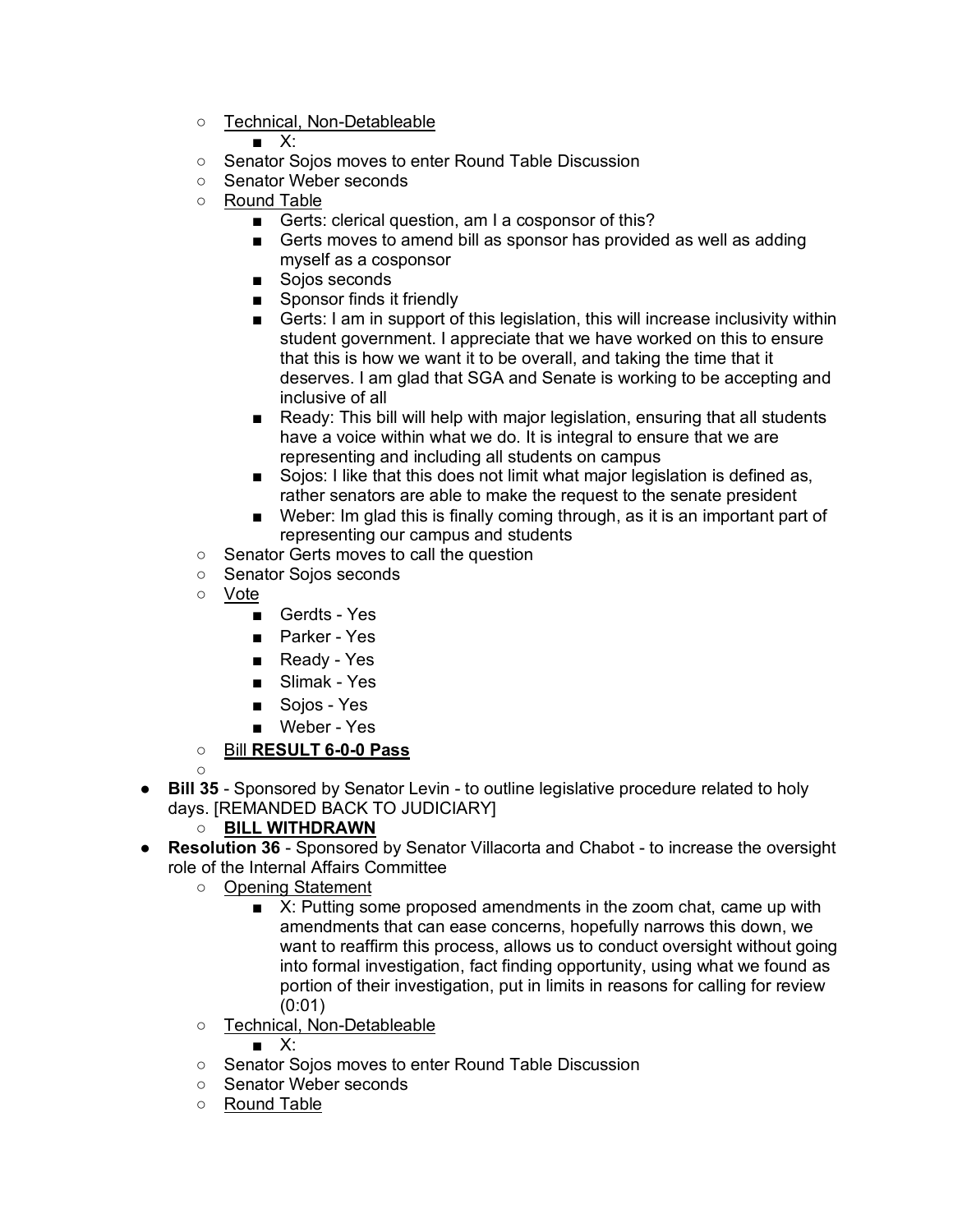- Technical, Non-Detableable
  - X:
- Senator Sojos moves to enter Round Table Discussion
- Senator Weber seconds
- Round Table
  - Gerts: clerical question, am I a cosponsor of this?
  - Gerts moves to amend bill as sponsor has provided as well as adding myself as a cosponsor
  - Sojos seconds
  - Sponsor finds it friendly
  - Gerts: I am in support of this legislation, this will increase inclusivity within student government. I appreciate that we have worked on this to ensure that this is how we want it to be overall, and taking the time that it deserves. I am glad that SGA and Senate is working to be accepting and inclusive of all
  - Ready: This bill will help with major legislation, ensuring that all students have a voice within what we do. It is integral to ensure that we are representing and including all students on campus
  - Sojos: I like that this does not limit what major legislation is defined as, rather senators are able to make the request to the senate president
  - Weber: Im glad this is finally coming through, as it is an important part of representing our campus and students
- Senator Gerts moves to call the question
- Senator Sojos seconds
- Vote
  - Gerdts - Yes
  - Parker - Yes
  - Ready - Yes
  - Slimak - Yes
  - Sojos - Yes
  - Weber - Yes
- Bill **RESULT 6-0-0 Pass**
-

- **Bill 35** - Sponsored by Senator Levin - to outline legislative procedure related to holy days. [REMANDED BACK TO JUDICIARY]
  - **BILL WITHDRAWN**
- **Resolution 36** - Sponsored by Senator Villacorta and Chabot - to increase the oversight role of the Internal Affairs Committee
  - Opening Statement
    - X: Putting some proposed amendments in the zoom chat, came up with amendments that can ease concerns, hopefully narrows this down, we want to reaffirm this process, allows us to conduct oversight without going into formal investigation, fact finding opportunity, using what we found as portion of their investigation, put in limits in reasons for calling for review (0:01)
  - Technical, Non-Detableable
    - X:
  - Senator Sojos moves to enter Round Table Discussion
  - Senator Weber seconds
  - Round Table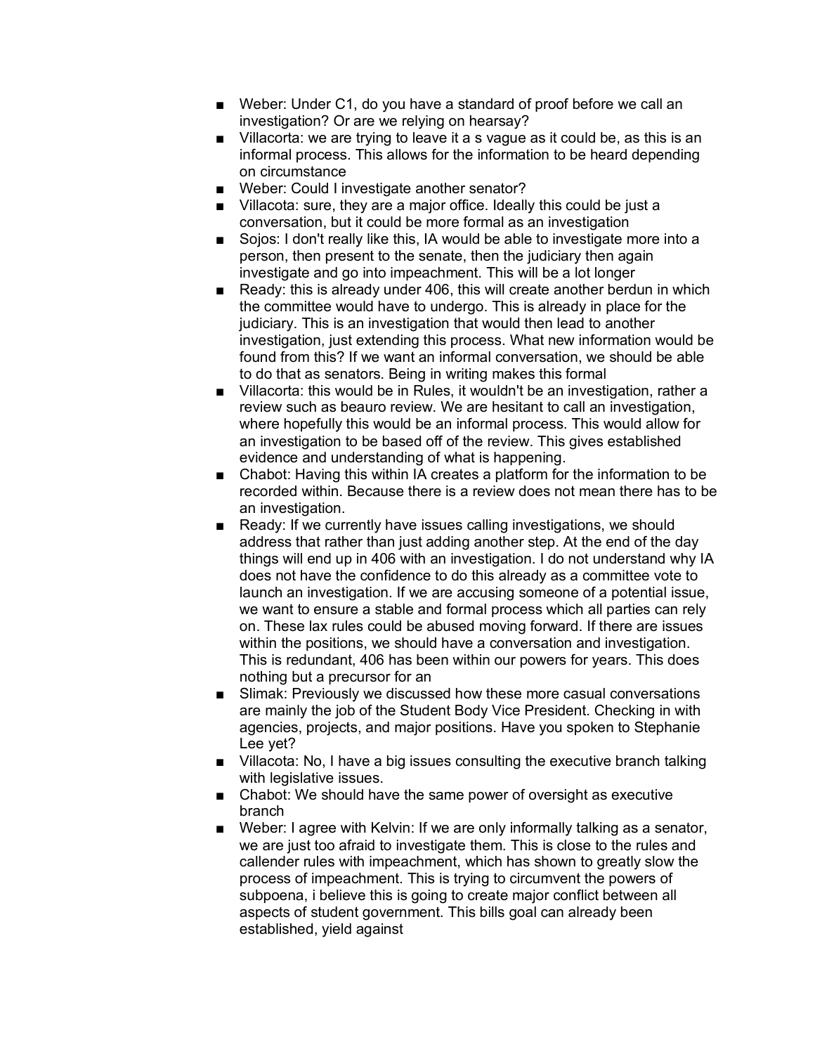- Weber: Under C1, do you have a standard of proof before we call an investigation? Or are we relying on hearsay?
- Villacorta: we are trying to leave it a s vague as it could be, as this is an informal process. This allows for the information to be heard depending on circumstance
- Weber: Could I investigate another senator?
- Villacota: sure, they are a major office. Ideally this could be just a conversation, but it could be more formal as an investigation
- Sojos: I don't really like this, IA would be able to investigate more into a person, then present to the senate, then the judiciary then again investigate and go into impeachment. This will be a lot longer
- Ready: this is already under 406, this will create another berdun in which the committee would have to undergo. This is already in place for the judiciary. This is an investigation that would then lead to another investigation, just extending this process. What new information would be found from this? If we want an informal conversation, we should be able to do that as senators. Being in writing makes this formal
- Villacorta: this would be in Rules, it wouldn't be an investigation, rather a review such as beauro review. We are hesitant to call an investigation, where hopefully this would be an informal process. This would allow for an investigation to be based off of the review. This gives established evidence and understanding of what is happening.
- Chabot: Having this within IA creates a platform for the information to be recorded within. Because there is a review does not mean there has to be an investigation.
- Ready: If we currently have issues calling investigations, we should address that rather than just adding another step. At the end of the day things will end up in 406 with an investigation. I do not understand why IA does not have the confidence to do this already as a committee vote to launch an investigation. If we are accusing someone of a potential issue, we want to ensure a stable and formal process which all parties can rely on. These lax rules could be abused moving forward. If there are issues within the positions, we should have a conversation and investigation. This is redundant, 406 has been within our powers for years. This does nothing but a precursor for an
- Slimak: Previously we discussed how these more casual conversations are mainly the job of the Student Body Vice President. Checking in with agencies, projects, and major positions. Have you spoken to Stephanie Lee yet?
- Villacota: No, I have a big issues consulting the executive branch talking with legislative issues.
- Chabot: We should have the same power of oversight as executive branch
- Weber: I agree with Kelvin: If we are only informally talking as a senator, we are just too afraid to investigate them. This is close to the rules and callender rules with impeachment, which has shown to greatly slow the process of impeachment. This is trying to circumvent the powers of subpoena, i believe this is going to create major conflict between all aspects of student government. This bills goal can already been established, yield against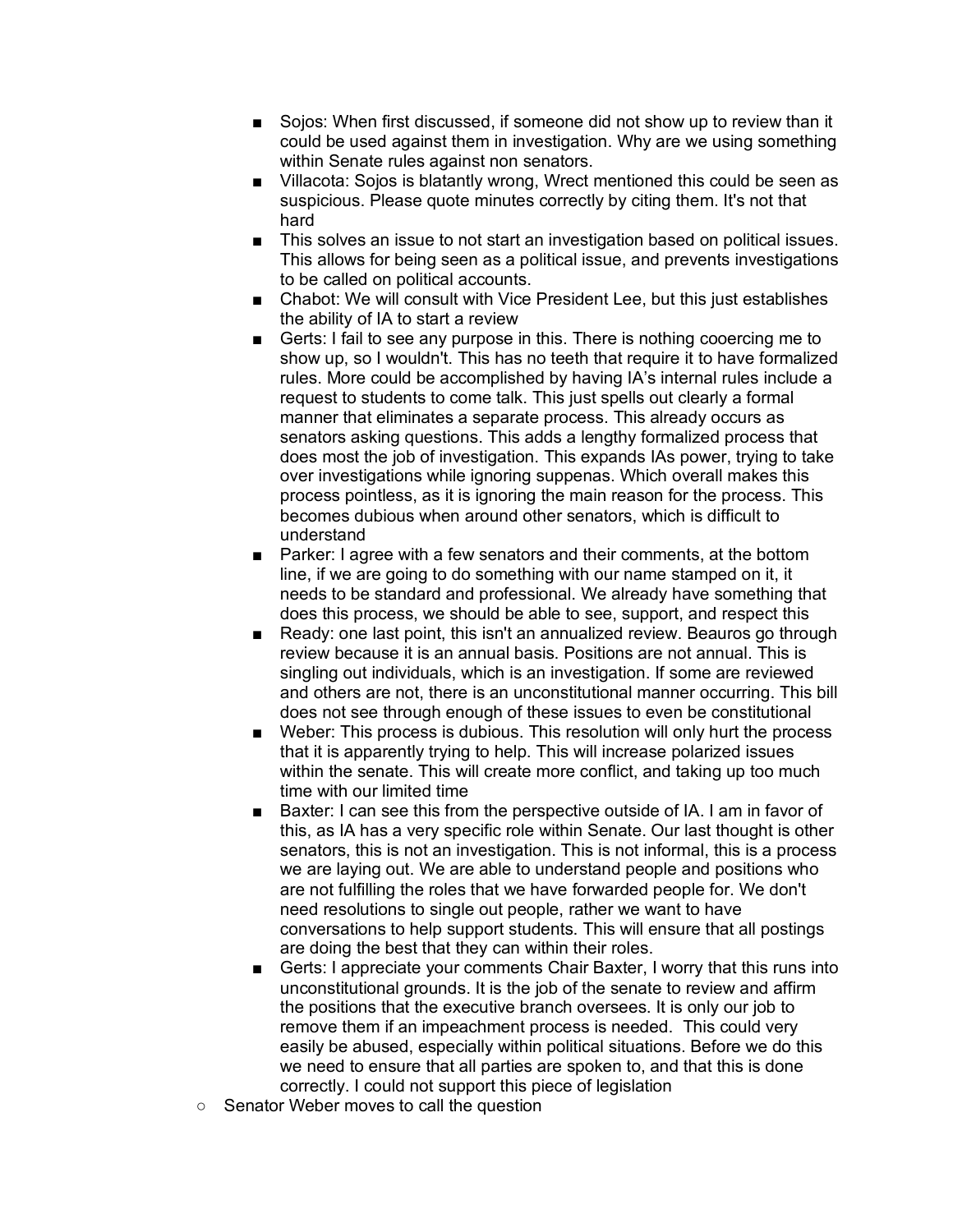- Sojos: When first discussed, if someone did not show up to review than it could be used against them in investigation. Why are we using something within Senate rules against non senators.
    - Villacota: Sojos is blatantly wrong, Wrect mentioned this could be seen as suspicious. Please quote minutes correctly by citing them. It's not that hard
    - This solves an issue to not start an investigation based on political issues. This allows for being seen as a political issue, and prevents investigations to be called on political accounts.
    - Chabot: We will consult with Vice President Lee, but this just establishes the ability of IA to start a review
    - Gerts: I fail to see any purpose in this. There is nothing cooercing me to show up, so I wouldn't. This has no teeth that require it to have formalized rules. More could be accomplished by having IA's internal rules include a request to students to come talk. This just spells out clearly a formal manner that eliminates a separate process. This already occurs as senators asking questions. This adds a lengthy formalized process that does most the job of investigation. This expands IAs power, trying to take over investigations while ignoring suppenas. Which overall makes this process pointless, as it is ignoring the main reason for the process. This becomes dubious when around other senators, which is difficult to understand
    - Parker: I agree with a few senators and their comments, at the bottom line, if we are going to do something with our name stamped on it, it needs to be standard and professional. We already have something that does this process, we should be able to see, support, and respect this
    - Ready: one last point, this isn't an annualized review. Beauros go through review because it is an annual basis. Positions are not annual. This is singling out individuals, which is an investigation. If some are reviewed and others are not, there is an unconstitutional manner occurring. This bill does not see through enough of these issues to even be constitutional
    - Weber: This process is dubious. This resolution will only hurt the process that it is apparently trying to help. This will increase polarized issues within the senate. This will create more conflict, and taking up too much time with our limited time
    - Baxter: I can see this from the perspective outside of IA. I am in favor of this, as IA has a very specific role within Senate. Our last thought is other senators, this is not an investigation. This is not informal, this is a process we are laying out. We are able to understand people and positions who are not fulfilling the roles that we have forwarded people for. We don't need resolutions to single out people, rather we want to have conversations to help support students. This will ensure that all postings are doing the best that they can within their roles.
    - Gerts: I appreciate your comments Chair Baxter, I worry that this runs into unconstitutional grounds. It is the job of the senate to review and affirm the positions that the executive branch oversees. It is only our job to remove them if an impeachment process is needed. This could very easily be abused, especially within political situations. Before we do this we need to ensure that all parties are spoken to, and that this is done correctly. I could not support this piece of legislation
  - Senator Weber moves to call the question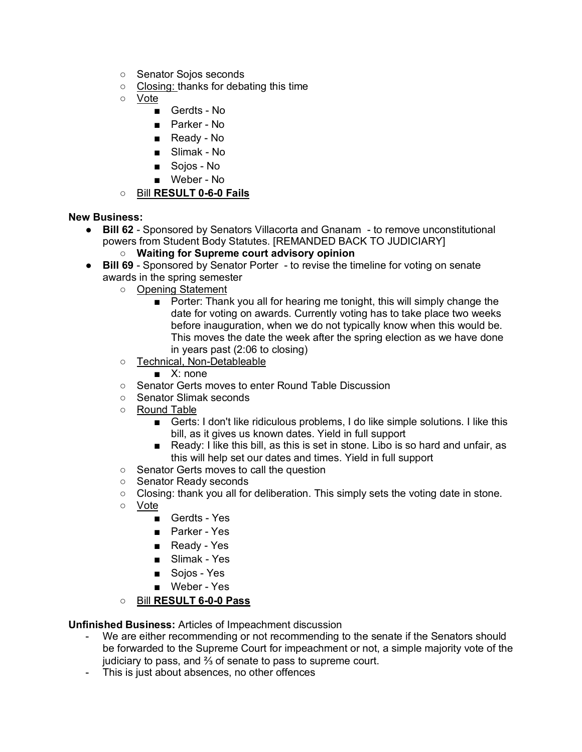- Senator Sojos seconds
- Closing: thanks for debating this time
- Vote
  - Gerdts - No
  - Parker - No
  - Ready - No
  - Slimak - No
  - Sojos - No
  - Weber - No
- Bill **RESULT 0-6-0 Fails**

**New Business:**

- **Bill 62** - Sponsored by Senators Villacorta and Gnanam - to remove unconstitutional powers from Student Body Statutes. [REMANDED BACK TO JUDICIARY]
  - **Waiting for Supreme court advisory opinion**
- **Bill 69** - Sponsored by Senator Porter - to revise the timeline for voting on senate awards in the spring semester
  - Opening Statement
    - Porter: Thank you all for hearing me tonight, this will simply change the date for voting on awards. Currently voting has to take place two weeks before inauguration, when we do not typically know when this would be. This moves the date the week after the spring election as we have done in years past (2:06 to closing)
  - Technical, Non-Detableable
    - X: none
  - Senator Gerts moves to enter Round Table Discussion
  - Senator Slimak seconds
  - Round Table
    - Gerts: I don't like ridiculous problems, I do like simple solutions. I like this bill, as it gives us known dates. Yield in full support
    - Ready: I like this bill, as this is set in stone. Libo is so hard and unfair, as this will help set our dates and times. Yield in full support
  - Senator Gerts moves to call the question
  - Senator Ready seconds
  - Closing: thank you all for deliberation. This simply sets the voting date in stone.
  - Vote
    - Gerdts - Yes
    - Parker - Yes
    - Ready - Yes
    - Slimak - Yes
    - Sojos - Yes
    - Weber - Yes
  - Bill **RESULT 6-0-0 Pass**

**Unfinished Business:** Articles of Impeachment discussion

- We are either recommending or not recommending to the senate if the Senators should be forwarded to the Supreme Court for impeachment or not, a simple majority vote of the judiciary to pass, and ⅔ of senate to pass to supreme court.
- This is just about absences, no other offences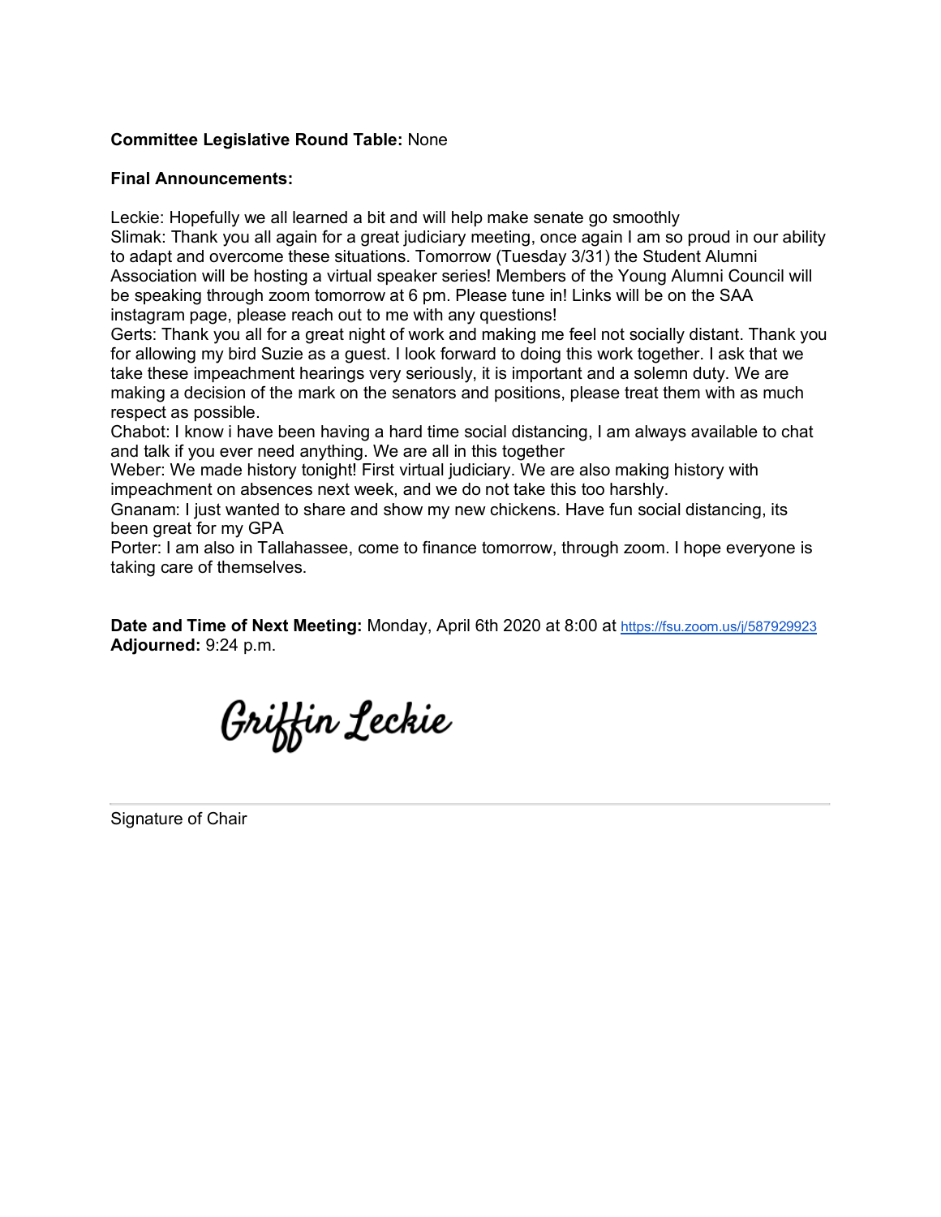**Committee Legislative Round Table:** None

**Final Announcements:**

Leckie: Hopefully we all learned a bit and will help make senate go smoothly
Slimak: Thank you all again for a great judiciary meeting, once again I am so proud in our ability to adapt and overcome these situations. Tomorrow (Tuesday 3/31) the Student Alumni Association will be hosting a virtual speaker series! Members of the Young Alumni Council will be speaking through zoom tomorrow at 6 pm. Please tune in! Links will be on the SAA instagram page, please reach out to me with any questions!
Gerts: Thank you all for a great night of work and making me feel not socially distant. Thank you for allowing my bird Suzie as a guest. I look forward to doing this work together. I ask that we take these impeachment hearings very seriously, it is important and a solemn duty. We are making a decision of the mark on the senators and positions, please treat them with as much respect as possible.
Chabot: I know i have been having a hard time social distancing, I am always available to chat and talk if you ever need anything. We are all in this together
Weber: We made history tonight! First virtual judiciary. We are also making history with impeachment on absences next week, and we do not take this too harshly.
Gnanam: I just wanted to share and show my new chickens. Have fun social distancing, its been great for my GPA
Porter: I am also in Tallahassee, come to finance tomorrow, through zoom. I hope everyone is taking care of themselves.

**Date and Time of Next Meeting:** Monday, April 6th 2020 at 8:00 at https://fsu.zoom.us/j/587929923
**Adjourned:** 9:24 p.m.

Griffin Leckie

Signature of Chair